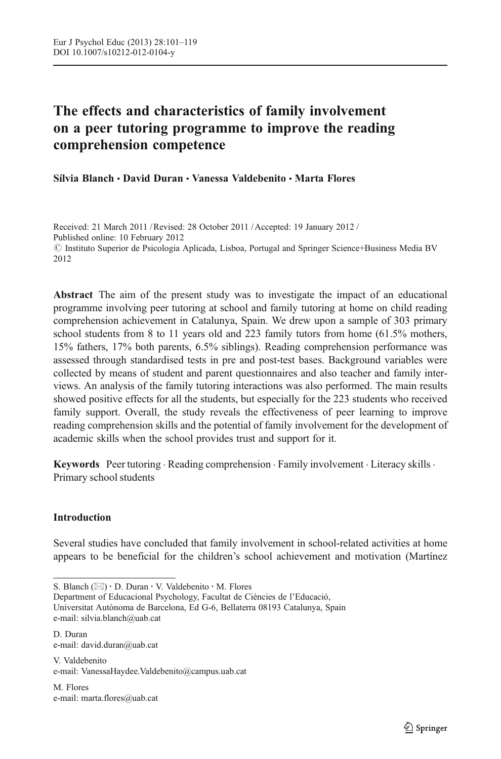# The effects and characteristics of family involvement on a peer tutoring programme to improve the reading comprehension competence

**Sílvia Blanch · David Duran · Vanessa Valdebenito · Marta Flores**

Received: 21 March 2011 / Revised: 28 October 2011 / Accepted: 19 January 2012 /
Published online: 10 February 2012
© Instituto Superior de Psicologia Aplicada, Lisboa, Portugal and Springer Science+Business Media BV 2012

**Abstract** The aim of the present study was to investigate the impact of an educational programme involving peer tutoring at school and family tutoring at home on child reading comprehension achievement in Catalunya, Spain. We drew upon a sample of 303 primary school students from 8 to 11 years old and 223 family tutors from home (61.5% mothers, 15% fathers, 17% both parents, 6.5% siblings). Reading comprehension performance was assessed through standardised tests in pre and post-test bases. Background variables were collected by means of student and parent questionnaires and also teacher and family interviews. An analysis of the family tutoring interactions was also performed. The main results showed positive effects for all the students, but especially for the 223 students who received family support. Overall, the study reveals the effectiveness of peer learning to improve reading comprehension skills and the potential of family involvement for the development of academic skills when the school provides trust and support for it.

**Keywords** Peer tutoring · Reading comprehension · Family involvement · Literacy skills · Primary school students

## Introduction

Several studies have concluded that family involvement in school-related activities at home appears to be beneficial for the children's school achievement and motivation (Martínez

---

S. Blanch (✉) · D. Duran · V. Valdebenito · M. Flores
Department of Educacional Psychology, Facultat de Ciències de l'Educació,
Universitat Autònoma de Barcelona, Ed G-6, Bellaterra 08193 Catalunya, Spain
e-mail: silvia.blanch@uab.cat

D. Duran
e-mail: david.duran@uab.cat

V. Valdebenito
e-mail: VanessaHaydee.Valdebenito@campus.uab.cat

M. Flores
e-mail: marta.flores@uab.cat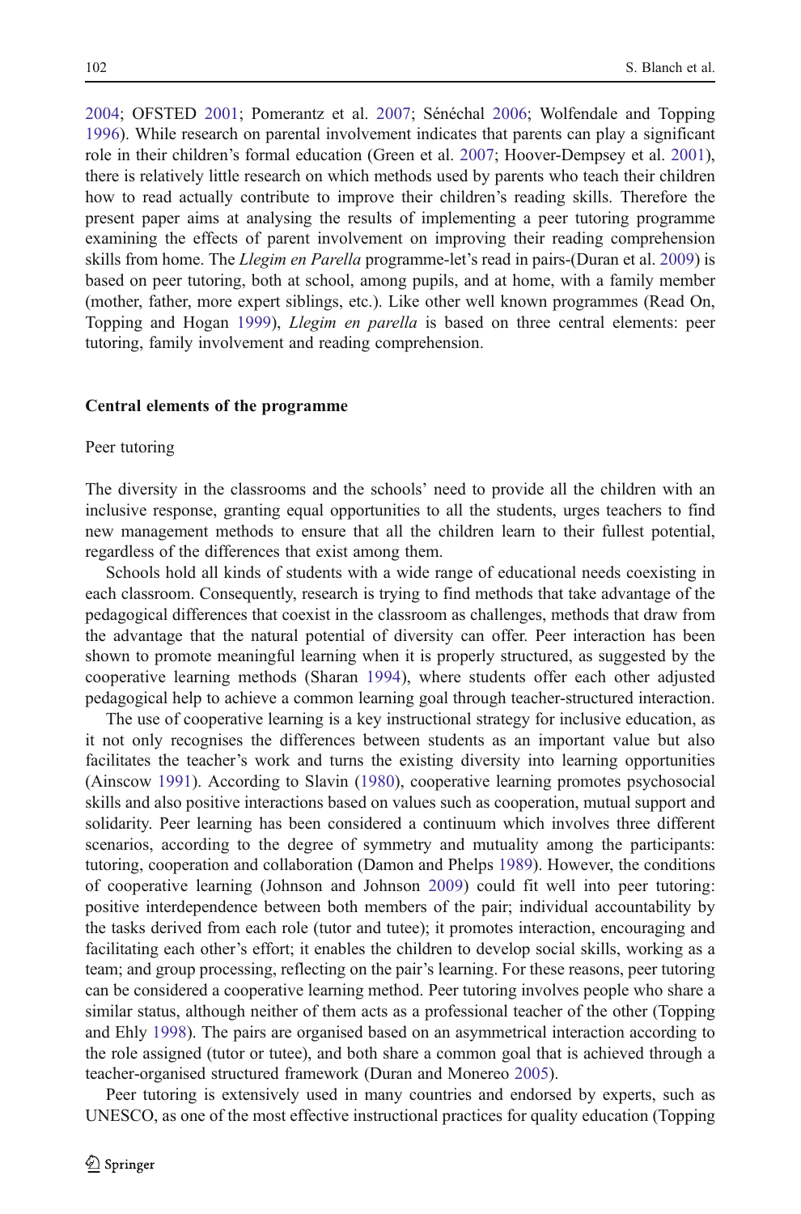2004; OFSTED 2001; Pomerantz et al. 2007; Sénéchal 2006; Wolfendale and Topping 1996). While research on parental involvement indicates that parents can play a significant role in their children's formal education (Green et al. 2007; Hoover-Dempsey et al. 2001), there is relatively little research on which methods used by parents who teach their children how to read actually contribute to improve their children's reading skills. Therefore the present paper aims at analysing the results of implementing a peer tutoring programme examining the effects of parent involvement on improving their reading comprehension skills from home. The *Llegim en Parella* programme-let's read in pairs-(Duran et al. 2009) is based on peer tutoring, both at school, among pupils, and at home, with a family member (mother, father, more expert siblings, etc.). Like other well known programmes (Read On, Topping and Hogan 1999), *Llegim en parella* is based on three central elements: peer tutoring, family involvement and reading comprehension.

## Central elements of the programme

### Peer tutoring

The diversity in the classrooms and the schools' need to provide all the children with an inclusive response, granting equal opportunities to all the students, urges teachers to find new management methods to ensure that all the children learn to their fullest potential, regardless of the differences that exist among them.

Schools hold all kinds of students with a wide range of educational needs coexisting in each classroom. Consequently, research is trying to find methods that take advantage of the pedagogical differences that coexist in the classroom as challenges, methods that draw from the advantage that the natural potential of diversity can offer. Peer interaction has been shown to promote meaningful learning when it is properly structured, as suggested by the cooperative learning methods (Sharan 1994), where students offer each other adjusted pedagogical help to achieve a common learning goal through teacher-structured interaction.

The use of cooperative learning is a key instructional strategy for inclusive education, as it not only recognises the differences between students as an important value but also facilitates the teacher's work and turns the existing diversity into learning opportunities (Ainscow 1991). According to Slavin (1980), cooperative learning promotes psychosocial skills and also positive interactions based on values such as cooperation, mutual support and solidarity. Peer learning has been considered a continuum which involves three different scenarios, according to the degree of symmetry and mutuality among the participants: tutoring, cooperation and collaboration (Damon and Phelps 1989). However, the conditions of cooperative learning (Johnson and Johnson 2009) could fit well into peer tutoring: positive interdependence between both members of the pair; individual accountability by the tasks derived from each role (tutor and tutee); it promotes interaction, encouraging and facilitating each other's effort; it enables the children to develop social skills, working as a team; and group processing, reflecting on the pair's learning. For these reasons, peer tutoring can be considered a cooperative learning method. Peer tutoring involves people who share a similar status, although neither of them acts as a professional teacher of the other (Topping and Ehly 1998). The pairs are organised based on an asymmetrical interaction according to the role assigned (tutor or tutee), and both share a common goal that is achieved through a teacher-organised structured framework (Duran and Monereo 2005).

Peer tutoring is extensively used in many countries and endorsed by experts, such as UNESCO, as one of the most effective instructional practices for quality education (Topping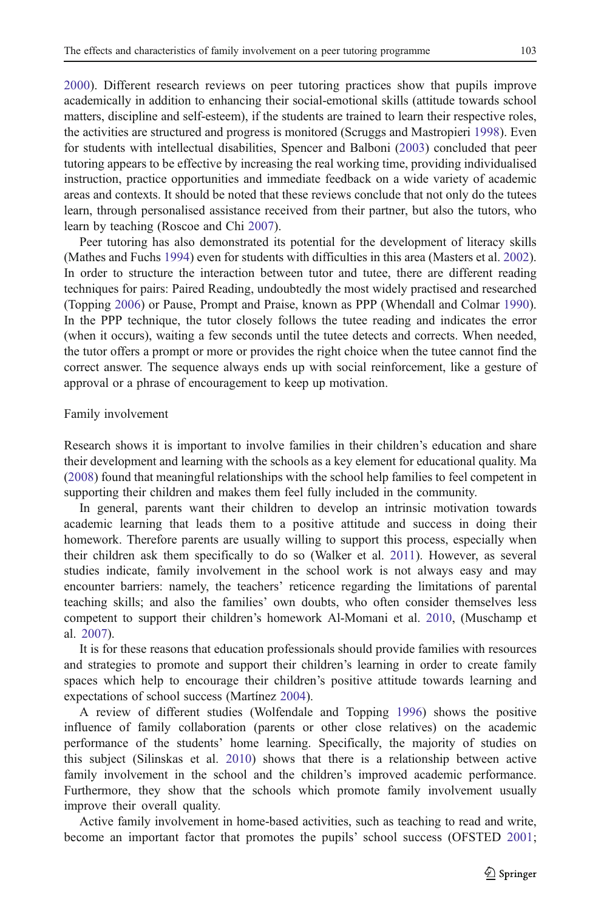2000). Different research reviews on peer tutoring practices show that pupils improve academically in addition to enhancing their social-emotional skills (attitude towards school matters, discipline and self-esteem), if the students are trained to learn their respective roles, the activities are structured and progress is monitored (Scruggs and Mastropieri 1998). Even for students with intellectual disabilities, Spencer and Balboni (2003) concluded that peer tutoring appears to be effective by increasing the real working time, providing individualised instruction, practice opportunities and immediate feedback on a wide variety of academic areas and contexts. It should be noted that these reviews conclude that not only do the tutees learn, through personalised assistance received from their partner, but also the tutors, who learn by teaching (Roscoe and Chi 2007).

Peer tutoring has also demonstrated its potential for the development of literacy skills (Mathes and Fuchs 1994) even for students with difficulties in this area (Masters et al. 2002). In order to structure the interaction between tutor and tutee, there are different reading techniques for pairs: Paired Reading, undoubtedly the most widely practised and researched (Topping 2006) or Pause, Prompt and Praise, known as PPP (Whendall and Colmar 1990). In the PPP technique, the tutor closely follows the tutee reading and indicates the error (when it occurs), waiting a few seconds until the tutee detects and corrects. When needed, the tutor offers a prompt or more or provides the right choice when the tutee cannot find the correct answer. The sequence always ends up with social reinforcement, like a gesture of approval or a phrase of encouragement to keep up motivation.

## Family involvement

Research shows it is important to involve families in their children's education and share their development and learning with the schools as a key element for educational quality. Ma (2008) found that meaningful relationships with the school help families to feel competent in supporting their children and makes them feel fully included in the community.

In general, parents want their children to develop an intrinsic motivation towards academic learning that leads them to a positive attitude and success in doing their homework. Therefore parents are usually willing to support this process, especially when their children ask them specifically to do so (Walker et al. 2011). However, as several studies indicate, family involvement in the school work is not always easy and may encounter barriers: namely, the teachers' reticence regarding the limitations of parental teaching skills; and also the families' own doubts, who often consider themselves less competent to support their children's homework Al-Momani et al. 2010, (Muschamp et al. 2007).

It is for these reasons that education professionals should provide families with resources and strategies to promote and support their children's learning in order to create family spaces which help to encourage their children's positive attitude towards learning and expectations of school success (Martínez 2004).

A review of different studies (Wolfendale and Topping 1996) shows the positive influence of family collaboration (parents or other close relatives) on the academic performance of the students' home learning. Specifically, the majority of studies on this subject (Silinskas et al. 2010) shows that there is a relationship between active family involvement in the school and the children's improved academic performance. Furthermore, they show that the schools which promote family involvement usually improve their overall quality.

Active family involvement in home-based activities, such as teaching to read and write, become an important factor that promotes the pupils' school success (OFSTED 2001;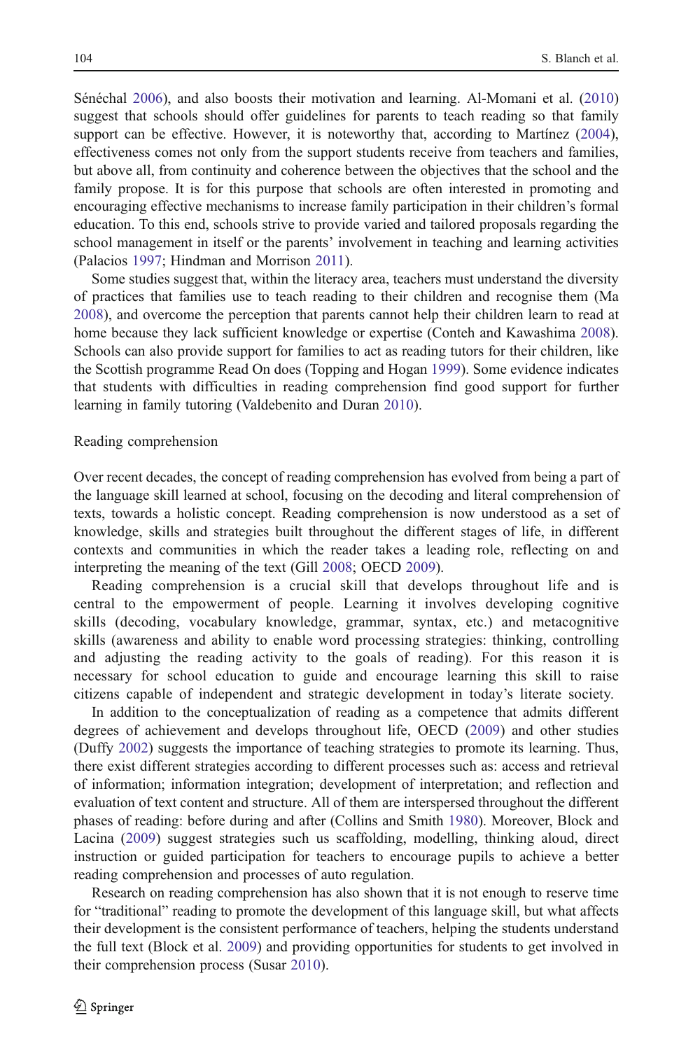Sénéchal 2006), and also boosts their motivation and learning. Al-Momani et al. (2010) suggest that schools should offer guidelines for parents to teach reading so that family support can be effective. However, it is noteworthy that, according to Martínez (2004), effectiveness comes not only from the support students receive from teachers and families, but above all, from continuity and coherence between the objectives that the school and the family propose. It is for this purpose that schools are often interested in promoting and encouraging effective mechanisms to increase family participation in their children's formal education. To this end, schools strive to provide varied and tailored proposals regarding the school management in itself or the parents' involvement in teaching and learning activities (Palacios 1997; Hindman and Morrison 2011).

Some studies suggest that, within the literacy area, teachers must understand the diversity of practices that families use to teach reading to their children and recognise them (Ma 2008), and overcome the perception that parents cannot help their children learn to read at home because they lack sufficient knowledge or expertise (Conteh and Kawashima 2008). Schools can also provide support for families to act as reading tutors for their children, like the Scottish programme Read On does (Topping and Hogan 1999). Some evidence indicates that students with difficulties in reading comprehension find good support for further learning in family tutoring (Valdebenito and Duran 2010).

## Reading comprehension

Over recent decades, the concept of reading comprehension has evolved from being a part of the language skill learned at school, focusing on the decoding and literal comprehension of texts, towards a holistic concept. Reading comprehension is now understood as a set of knowledge, skills and strategies built throughout the different stages of life, in different contexts and communities in which the reader takes a leading role, reflecting on and interpreting the meaning of the text (Gill 2008; OECD 2009).

Reading comprehension is a crucial skill that develops throughout life and is central to the empowerment of people. Learning it involves developing cognitive skills (decoding, vocabulary knowledge, grammar, syntax, etc.) and metacognitive skills (awareness and ability to enable word processing strategies: thinking, controlling and adjusting the reading activity to the goals of reading). For this reason it is necessary for school education to guide and encourage learning this skill to raise citizens capable of independent and strategic development in today's literate society.

In addition to the conceptualization of reading as a competence that admits different degrees of achievement and develops throughout life, OECD (2009) and other studies (Duffy 2002) suggests the importance of teaching strategies to promote its learning. Thus, there exist different strategies according to different processes such as: access and retrieval of information; information integration; development of interpretation; and reflection and evaluation of text content and structure. All of them are interspersed throughout the different phases of reading: before during and after (Collins and Smith 1980). Moreover, Block and Lacina (2009) suggest strategies such us scaffolding, modelling, thinking aloud, direct instruction or guided participation for teachers to encourage pupils to achieve a better reading comprehension and processes of auto regulation.

Research on reading comprehension has also shown that it is not enough to reserve time for "traditional" reading to promote the development of this language skill, but what affects their development is the consistent performance of teachers, helping the students understand the full text (Block et al. 2009) and providing opportunities for students to get involved in their comprehension process (Susar 2010).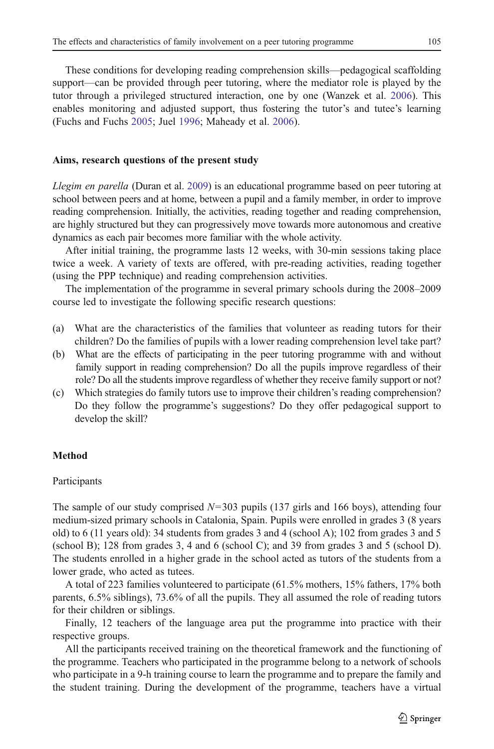These conditions for developing reading comprehension skills—pedagogical scaffolding support—can be provided through peer tutoring, where the mediator role is played by the tutor through a privileged structured interaction, one by one (Wanzek et al. 2006). This enables monitoring and adjusted support, thus fostering the tutor's and tutee's learning (Fuchs and Fuchs 2005; Juel 1996; Maheady et al. 2006).

## Aims, research questions of the present study

*Llegim en parella* (Duran et al. 2009) is an educational programme based on peer tutoring at school between peers and at home, between a pupil and a family member, in order to improve reading comprehension. Initially, the activities, reading together and reading comprehension, are highly structured but they can progressively move towards more autonomous and creative dynamics as each pair becomes more familiar with the whole activity.

After initial training, the programme lasts 12 weeks, with 30-min sessions taking place twice a week. A variety of texts are offered, with pre-reading activities, reading together (using the PPP technique) and reading comprehension activities.

The implementation of the programme in several primary schools during the 2008–2009 course led to investigate the following specific research questions:

(a) What are the characteristics of the families that volunteer as reading tutors for their children? Do the families of pupils with a lower reading comprehension level take part?
(b) What are the effects of participating in the peer tutoring programme with and without family support in reading comprehension? Do all the pupils improve regardless of their role? Do all the students improve regardless of whether they receive family support or not?
(c) Which strategies do family tutors use to improve their children's reading comprehension? Do they follow the programme's suggestions? Do they offer pedagogical support to develop the skill?

## Method

### Participants

The sample of our study comprised $N=303$ pupils (137 girls and 166 boys), attending four medium-sized primary schools in Catalonia, Spain. Pupils were enrolled in grades 3 (8 years old) to 6 (11 years old): 34 students from grades 3 and 4 (school A); 102 from grades 3 and 5 (school B); 128 from grades 3, 4 and 6 (school C); and 39 from grades 3 and 5 (school D). The students enrolled in a higher grade in the school acted as tutors of the students from a lower grade, who acted as tutees.

A total of 223 families volunteered to participate (61.5% mothers, 15% fathers, 17% both parents, 6.5% siblings), 73.6% of all the pupils. They all assumed the role of reading tutors for their children or siblings.

Finally, 12 teachers of the language area put the programme into practice with their respective groups.

All the participants received training on the theoretical framework and the functioning of the programme. Teachers who participated in the programme belong to a network of schools who participate in a 9-h training course to learn the programme and to prepare the family and the student training. During the development of the programme, teachers have a virtual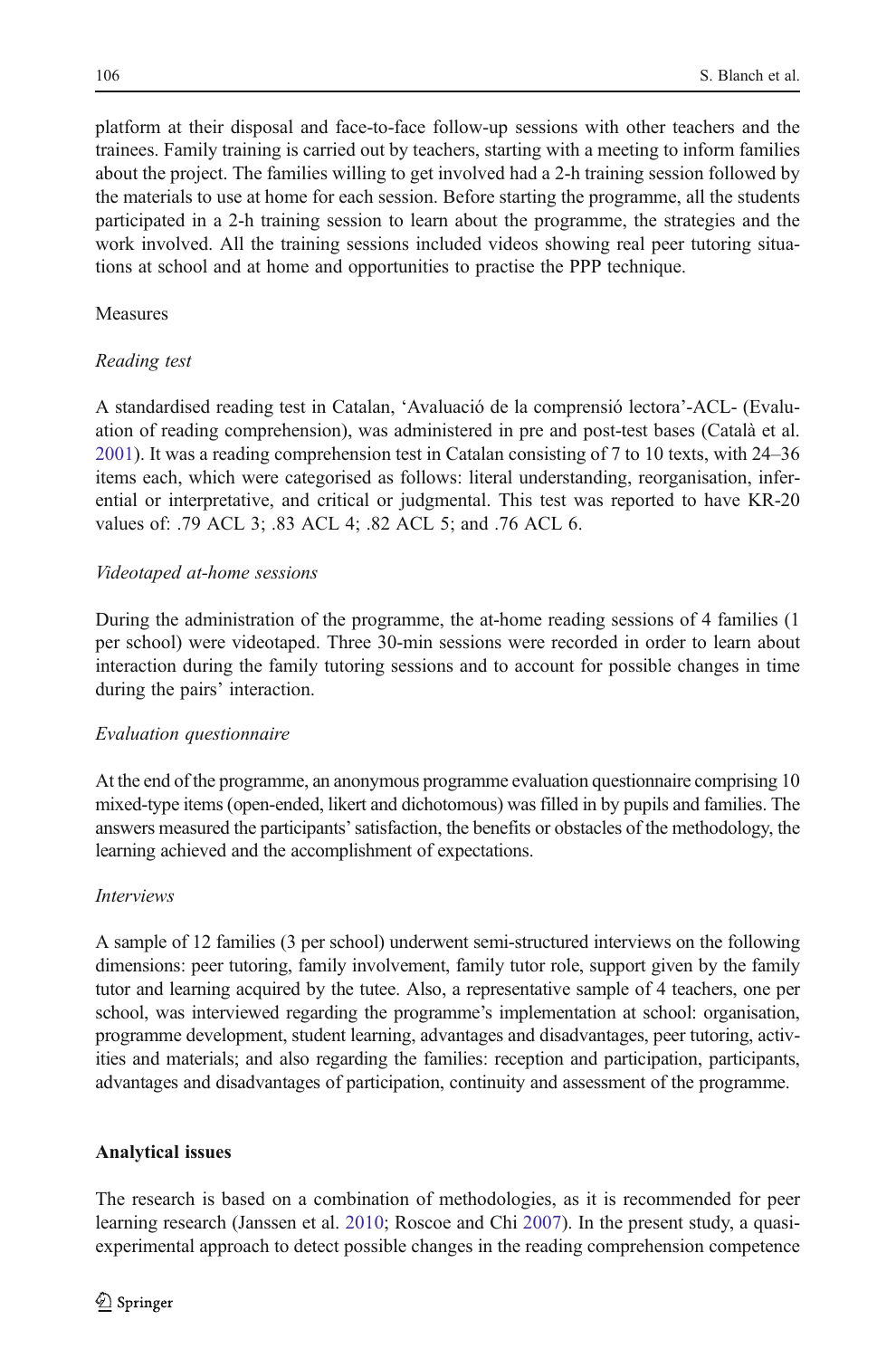platform at their disposal and face-to-face follow-up sessions with other teachers and the trainees. Family training is carried out by teachers, starting with a meeting to inform families about the project. The families willing to get involved had a 2-h training session followed by the materials to use at home for each session. Before starting the programme, all the students participated in a 2-h training session to learn about the programme, the strategies and the work involved. All the training sessions included videos showing real peer tutoring situations at school and at home and opportunities to practise the PPP technique.

### Measures

#### *Reading test*

A standardised reading test in Catalan, 'Avaluació de la comprensió lectora'-ACL- (Evaluation of reading comprehension), was administered in pre and post-test bases (Català et al. 2001). It was a reading comprehension test in Catalan consisting of 7 to 10 texts, with 24–36 items each, which were categorised as follows: literal understanding, reorganisation, inferential or interpretative, and critical or judgmental. This test was reported to have KR-20 values of: .79 ACL 3; .83 ACL 4; .82 ACL 5; and .76 ACL 6.

#### *Videotaped at-home sessions*

During the administration of the programme, the at-home reading sessions of 4 families (1 per school) were videotaped. Three 30-min sessions were recorded in order to learn about interaction during the family tutoring sessions and to account for possible changes in time during the pairs' interaction.

#### *Evaluation questionnaire*

At the end of the programme, an anonymous programme evaluation questionnaire comprising 10 mixed-type items (open-ended, likert and dichotomous) was filled in by pupils and families. The answers measured the participants' satisfaction, the benefits or obstacles of the methodology, the learning achieved and the accomplishment of expectations.

#### *Interviews*

A sample of 12 families (3 per school) underwent semi-structured interviews on the following dimensions: peer tutoring, family involvement, family tutor role, support given by the family tutor and learning acquired by the tutee. Also, a representative sample of 4 teachers, one per school, was interviewed regarding the programme's implementation at school: organisation, programme development, student learning, advantages and disadvantages, peer tutoring, activities and materials; and also regarding the families: reception and participation, participants, advantages and disadvantages of participation, continuity and assessment of the programme.

## **Analytical issues**

The research is based on a combination of methodologies, as it is recommended for peer learning research (Janssen et al. 2010; Roscoe and Chi 2007). In the present study, a quasi-experimental approach to detect possible changes in the reading comprehension competence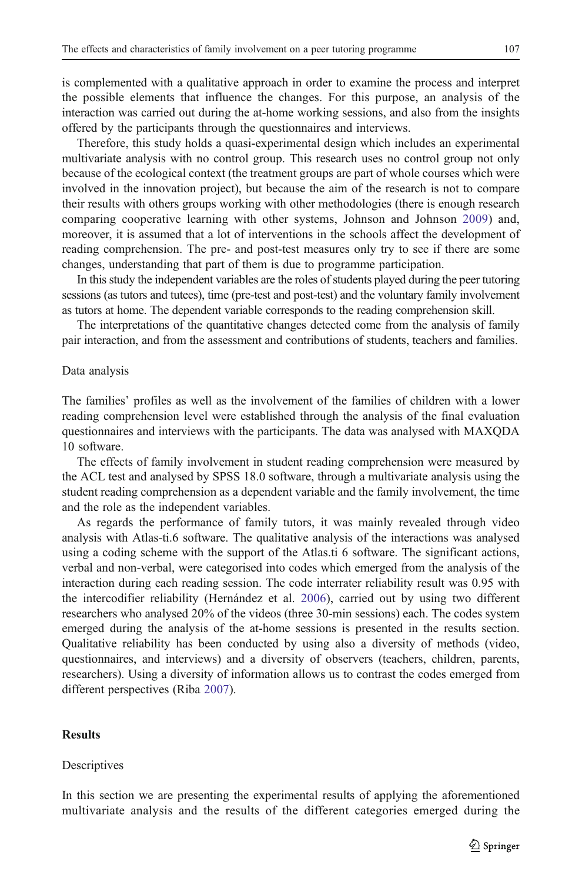is complemented with a qualitative approach in order to examine the process and interpret the possible elements that influence the changes. For this purpose, an analysis of the interaction was carried out during the at-home working sessions, and also from the insights offered by the participants through the questionnaires and interviews.

Therefore, this study holds a quasi-experimental design which includes an experimental multivariate analysis with no control group. This research uses no control group not only because of the ecological context (the treatment groups are part of whole courses which were involved in the innovation project), but because the aim of the research is not to compare their results with others groups working with other methodologies (there is enough research comparing cooperative learning with other systems, Johnson and Johnson 2009) and, moreover, it is assumed that a lot of interventions in the schools affect the development of reading comprehension. The pre- and post-test measures only try to see if there are some changes, understanding that part of them is due to programme participation.

In this study the independent variables are the roles of students played during the peer tutoring sessions (as tutors and tutees), time (pre-test and post-test) and the voluntary family involvement as tutors at home. The dependent variable corresponds to the reading comprehension skill.

The interpretations of the quantitative changes detected come from the analysis of family pair interaction, and from the assessment and contributions of students, teachers and families.

### Data analysis

The families' profiles as well as the involvement of the families of children with a lower reading comprehension level were established through the analysis of the final evaluation questionnaires and interviews with the participants. The data was analysed with MAXQDA 10 software.

The effects of family involvement in student reading comprehension were measured by the ACL test and analysed by SPSS 18.0 software, through a multivariate analysis using the student reading comprehension as a dependent variable and the family involvement, the time and the role as the independent variables.

As regards the performance of family tutors, it was mainly revealed through video analysis with Atlas-ti.6 software. The qualitative analysis of the interactions was analysed using a coding scheme with the support of the Atlas.ti 6 software. The significant actions, verbal and non-verbal, were categorised into codes which emerged from the analysis of the interaction during each reading session. The code interrater reliability result was 0.95 with the intercodifier reliability (Hernández et al. 2006), carried out by using two different researchers who analysed 20% of the videos (three 30-min sessions) each. The codes system emerged during the analysis of the at-home sessions is presented in the results section. Qualitative reliability has been conducted by using also a diversity of methods (video, questionnaires, and interviews) and a diversity of observers (teachers, children, parents, researchers). Using a diversity of information allows us to contrast the codes emerged from different perspectives (Riba 2007).

## Results

### Descriptives

In this section we are presenting the experimental results of applying the aforementioned multivariate analysis and the results of the different categories emerged during the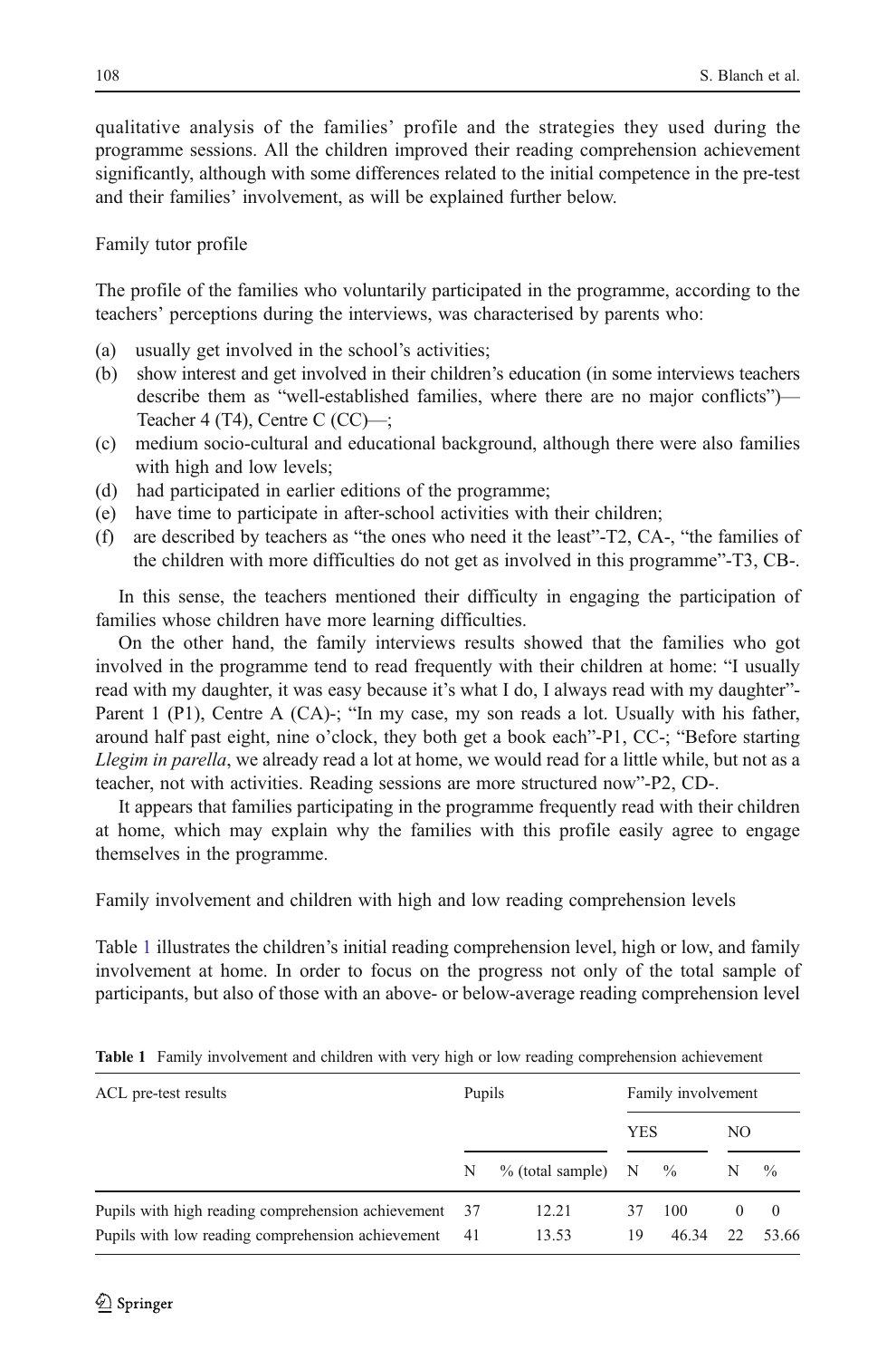qualitative analysis of the families' profile and the strategies they used during the programme sessions. All the children improved their reading comprehension achievement significantly, although with some differences related to the initial competence in the pre-test and their families' involvement, as will be explained further below.

## Family tutor profile

The profile of the families who voluntarily participated in the programme, according to the teachers' perceptions during the interviews, was characterised by parents who:

(a) usually get involved in the school's activities;
(b) show interest and get involved in their children's education (in some interviews teachers describe them as "well-established families, where there are no major conflicts")—Teacher 4 (T4), Centre C (CC)—;
(c) medium socio-cultural and educational background, although there were also families with high and low levels;
(d) had participated in earlier editions of the programme;
(e) have time to participate in after-school activities with their children;
(f) are described by teachers as "the ones who need it the least"-T2, CA-, "the families of the children with more difficulties do not get as involved in this programme"-T3, CB-.

In this sense, the teachers mentioned their difficulty in engaging the participation of families whose children have more learning difficulties.

On the other hand, the family interviews results showed that the families who got involved in the programme tend to read frequently with their children at home: "I usually read with my daughter, it was easy because it's what I do, I always read with my daughter"-Parent 1 (P1), Centre A (CA)-; "In my case, my son reads a lot. Usually with his father, around half past eight, nine o'clock, they both get a book each"-P1, CC-; "Before starting *Llegim in parella*, we already read a lot at home, we would read for a little while, but not as a teacher, not with activities. Reading sessions are more structured now"-P2, CD-.

It appears that families participating in the programme frequently read with their children at home, which may explain why the families with this profile easily agree to engage themselves in the programme.

## Family involvement and children with high and low reading comprehension levels

Table 1 illustrates the children's initial reading comprehension level, high or low, and family involvement at home. In order to focus on the progress not only of the total sample of participants, but also of those with an above- or below-average reading comprehension level

**Table 1** Family involvement and children with very high or low reading comprehension achievement

| ACL pre-test results | Pupils | | Family involvement | | | |
|---|---|---|---|---|---|---|
| | | | YES | | NO | |
| | N | % (total sample) | N | % | N | % |
| Pupils with high reading comprehension achievement | 37 | 12.21 | 37 | 100 | 0 | 0 |
| Pupils with low reading comprehension achievement | 41 | 13.53 | 19 | 46.34 | 22 | 53.66 |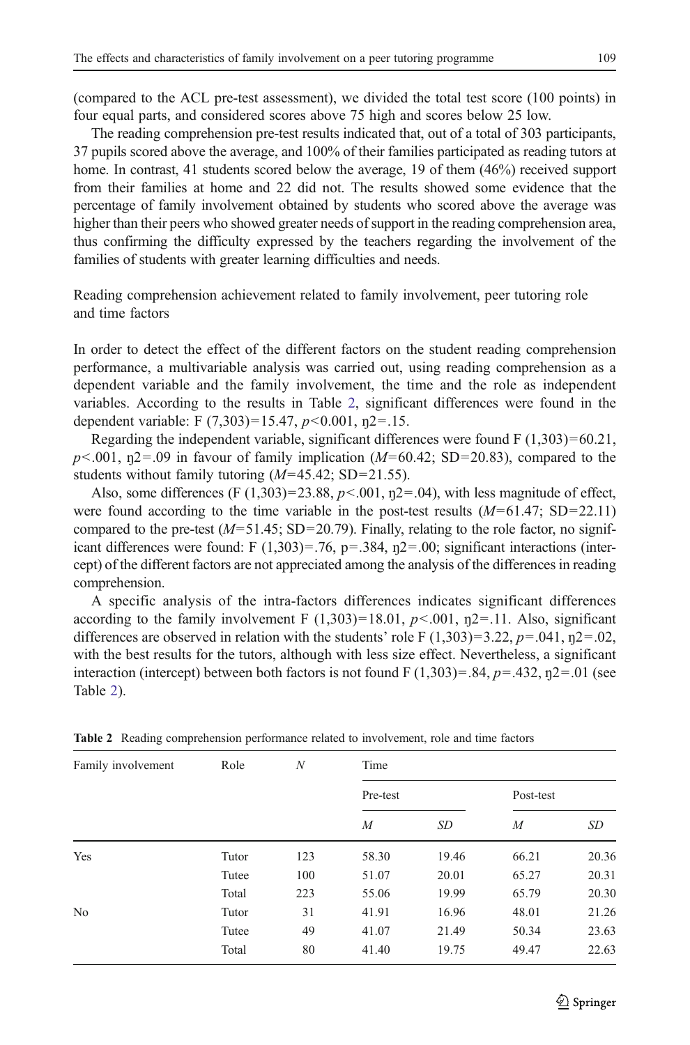(compared to the ACL pre-test assessment), we divided the total test score (100 points) in four equal parts, and considered scores above 75 high and scores below 25 low.

The reading comprehension pre-test results indicated that, out of a total of 303 participants, 37 pupils scored above the average, and 100% of their families participated as reading tutors at home. In contrast, 41 students scored below the average, 19 of them (46%) received support from their families at home and 22 did not. The results showed some evidence that the percentage of family involvement obtained by students who scored above the average was higher than their peers who showed greater needs of support in the reading comprehension area, thus confirming the difficulty expressed by the teachers regarding the involvement of the families of students with greater learning difficulties and needs.

## Reading comprehension achievement related to family involvement, peer tutoring role and time factors

In order to detect the effect of the different factors on the student reading comprehension performance, a multivariable analysis was carried out, using reading comprehension as a dependent variable and the family involvement, the time and the role as independent variables. According to the results in Table 2, significant differences were found in the dependent variable: $F(7,303)=15.47$, $p<0.001$, $\eta^2=.15$.

Regarding the independent variable, significant differences were found $F(1,303)=60.21$, $p<.001$, $\eta^2=.09$ in favour of family implication ($M=60.42$; $SD=20.83$), compared to the students without family tutoring ($M=45.42$; $SD=21.55$).

Also, some differences ($F(1,303)=23.88$, $p<.001$, $\eta^2=.04$), with less magnitude of effect, were found according to the time variable in the post-test results ($M=61.47$; $SD=22.11$) compared to the pre-test ($M=51.45$; $SD=20.79$). Finally, relating to the role factor, no significant differences were found: $F(1,303)=.76$, $p=.384$, $\eta^2=.00$; significant interactions (intercept) of the different factors are not appreciated among the analysis of the differences in reading comprehension.

A specific analysis of the intra-factors differences indicates significant differences according to the family involvement $F(1,303)=18.01$, $p<.001$, $\eta^2=.11$. Also, significant differences are observed in relation with the students' role $F(1,303)=3.22$, $p=.041$, $\eta^2=.02$, with the best results for the tutors, although with less size effect. Nevertheless, a significant interaction (intercept) between both factors is not found $F(1,303)=.84$, $p=.432$, $\eta^2=.01$ (see Table 2).

**Table 2** Reading comprehension performance related to involvement, role and time factors

| Family involvement | Role | *N* | Time | | | |
|---|---|---|---|---|---|---|
| | | | Pre-test | | Post-test | |
| | | | *M* | *SD* | *M* | *SD* |
| Yes | Tutor | 123 | 58.30 | 19.46 | 66.21 | 20.36 |
| | Tutee | 100 | 51.07 | 20.01 | 65.27 | 20.31 |
| | Total | 223 | 55.06 | 19.99 | 65.79 | 20.30 |
| No | Tutor | 31 | 41.91 | 16.96 | 48.01 | 21.26 |
| | Tutee | 49 | 41.07 | 21.49 | 50.34 | 23.63 |
| | Total | 80 | 41.40 | 19.75 | 49.47 | 22.63 |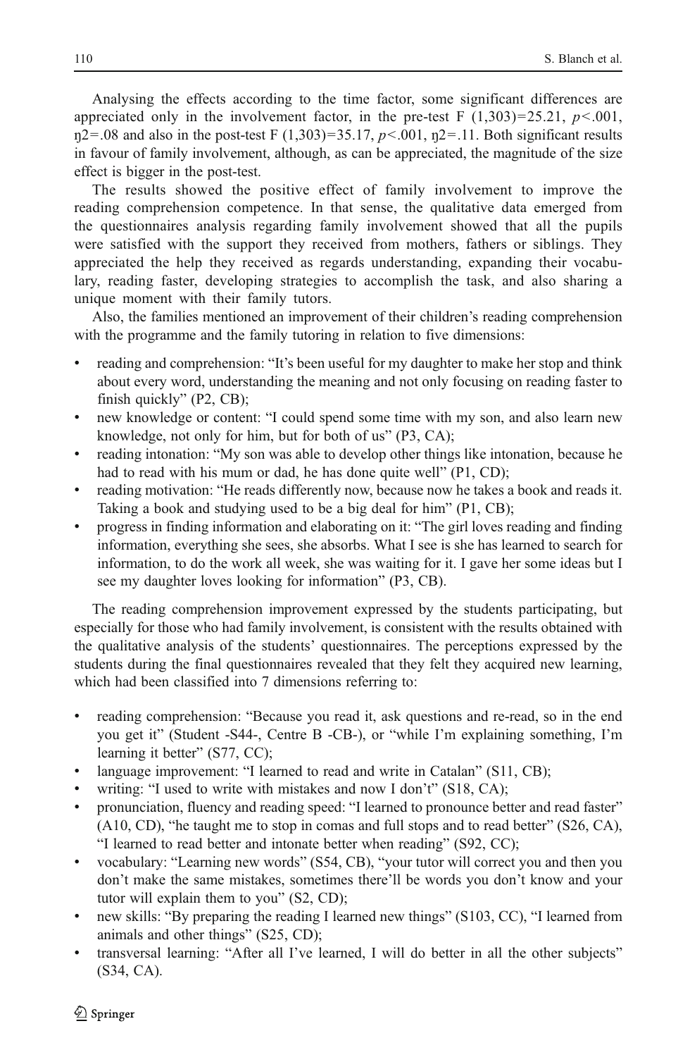Analysing the effects according to the time factor, some significant differences are appreciated only in the involvement factor, in the pre-test $F(1,303)=25.21$, $p<.001$, $\eta^2=.08$ and also in the post-test $F(1,303)=35.17$, $p<.001$, $\eta^2=.11$. Both significant results in favour of family involvement, although, as can be appreciated, the magnitude of the size effect is bigger in the post-test.

The results showed the positive effect of family involvement to improve the reading comprehension competence. In that sense, the qualitative data emerged from the questionnaires analysis regarding family involvement showed that all the pupils were satisfied with the support they received from mothers, fathers or siblings. They appreciated the help they received as regards understanding, expanding their vocabulary, reading faster, developing strategies to accomplish the task, and also sharing a unique moment with their family tutors.

Also, the families mentioned an improvement of their children's reading comprehension with the programme and the family tutoring in relation to five dimensions:

- reading and comprehension: "It's been useful for my daughter to make her stop and think about every word, understanding the meaning and not only focusing on reading faster to finish quickly" (P2, CB);
- new knowledge or content: "I could spend some time with my son, and also learn new knowledge, not only for him, but for both of us" (P3, CA);
- reading intonation: "My son was able to develop other things like intonation, because he had to read with his mum or dad, he has done quite well" (P1, CD);
- reading motivation: "He reads differently now, because now he takes a book and reads it. Taking a book and studying used to be a big deal for him" (P1, CB);
- progress in finding information and elaborating on it: "The girl loves reading and finding information, everything she sees, she absorbs. What I see is she has learned to search for information, to do the work all week, she was waiting for it. I gave her some ideas but I see my daughter loves looking for information" (P3, CB).

The reading comprehension improvement expressed by the students participating, but especially for those who had family involvement, is consistent with the results obtained with the qualitative analysis of the students' questionnaires. The perceptions expressed by the students during the final questionnaires revealed that they felt they acquired new learning, which had been classified into 7 dimensions referring to:

- reading comprehension: "Because you read it, ask questions and re-read, so in the end you get it" (Student -S44-, Centre B -CB-), or "while I'm explaining something, I'm learning it better" (S77, CC);
- language improvement: "I learned to read and write in Catalan" (S11, CB);
- writing: "I used to write with mistakes and now I don't" (S18, CA);
- pronunciation, fluency and reading speed: "I learned to pronounce better and read faster" (A10, CD), "he taught me to stop in comas and full stops and to read better" (S26, CA), "I learned to read better and intonate better when reading" (S92, CC);
- vocabulary: "Learning new words" (S54, CB), "your tutor will correct you and then you don't make the same mistakes, sometimes there'll be words you don't know and your tutor will explain them to you" (S2, CD);
- new skills: "By preparing the reading I learned new things" (S103, CC), "I learned from animals and other things" (S25, CD);
- transversal learning: "After all I've learned, I will do better in all the other subjects" (S34, CA).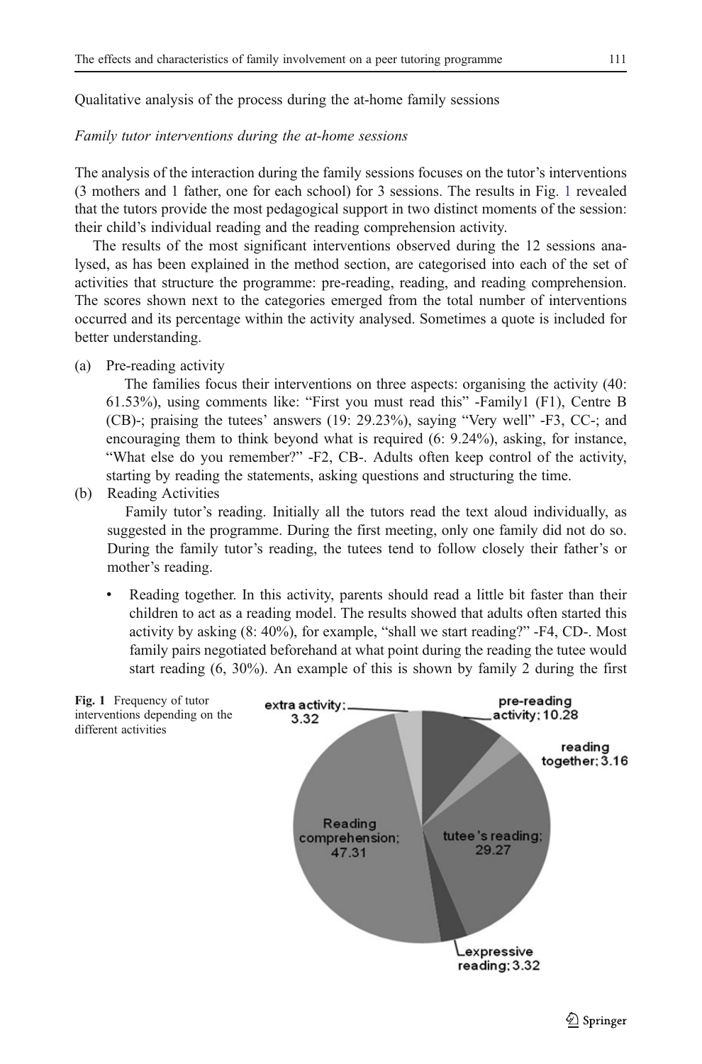Qualitative analysis of the process during the at-home family sessions

*Family tutor interventions during the at-home sessions*

The analysis of the interaction during the family sessions focuses on the tutor's interventions (3 mothers and 1 father, one for each school) for 3 sessions. The results in Fig. 1 revealed that the tutors provide the most pedagogical support in two distinct moments of the session: their child's individual reading and the reading comprehension activity.

The results of the most significant interventions observed during the 12 sessions analysed, as has been explained in the method section, are categorised into each of the set of activities that structure the programme: pre-reading, reading, and reading comprehension. The scores shown next to the categories emerged from the total number of interventions occurred and its percentage within the activity analysed. Sometimes a quote is included for better understanding.

(a) Pre-reading activity

The families focus their interventions on three aspects: organising the activity (40: 61.53%), using comments like: "First you must read this" -Family1 (F1), Centre B (CB)-; praising the tutees' answers (19: 29.23%), saying "Very well" -F3, CC-; and encouraging them to think beyond what is required (6: 9.24%), asking, for instance, "What else do you remember?" -F2, CB-. Adults often keep control of the activity, starting by reading the statements, asking questions and structuring the time.

(b) Reading Activities

Family tutor's reading. Initially all the tutors read the text aloud individually, as suggested in the programme. During the first meeting, only one family did not do so. During the family tutor's reading, the tutees tend to follow closely their father's or mother's reading.

- Reading together. In this activity, parents should read a little bit faster than their children to act as a reading model. The results showed that adults often started this activity by asking (8: 40%), for example, "shall we start reading?" -F4, CD-. Most family pairs negotiated beforehand at what point during the reading the tutee would start reading (6, 30%). An example of this is shown by family 2 during the first

Fig. 1 Frequency of tutor interventions depending on the different activities

| Activity | Frequency |
|---|---|
| pre-reading activity | 10.28 |
| reading together | 3.16 |
| tutee's reading | 29.27 |
| expressive reading | 3.32 |
| Reading comprehension | 47.31 |
| extra activity | 3.32 |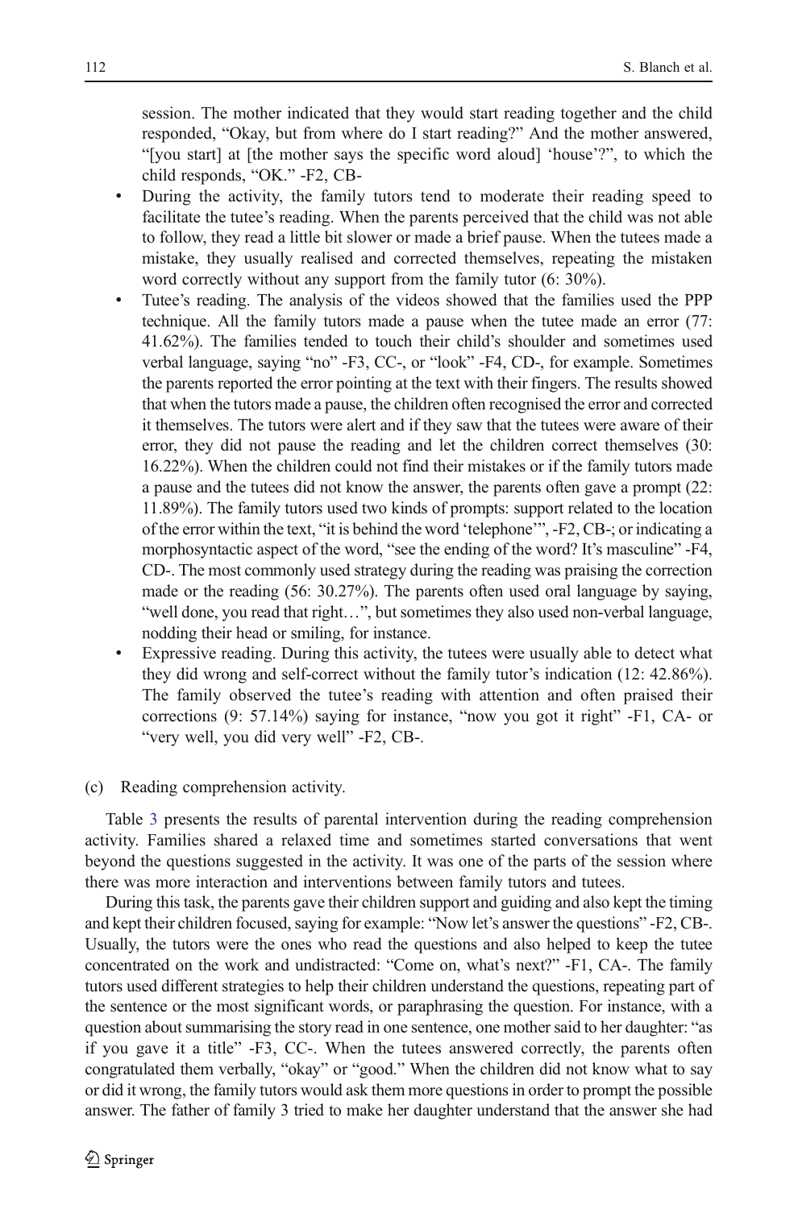session. The mother indicated that they would start reading together and the child responded, "Okay, but from where do I start reading?" And the mother answered, "[you start] at [the mother says the specific word aloud] 'house'?", to which the child responds, "OK." -F2, CB-

- During the activity, the family tutors tend to moderate their reading speed to facilitate the tutee's reading. When the parents perceived that the child was not able to follow, they read a little bit slower or made a brief pause. When the tutees made a mistake, they usually realised and corrected themselves, repeating the mistaken word correctly without any support from the family tutor (6: 30%).
- Tutee's reading. The analysis of the videos showed that the families used the PPP technique. All the family tutors made a pause when the tutee made an error (77: 41.62%). The families tended to touch their child's shoulder and sometimes used verbal language, saying "no" -F3, CC-, or "look" -F4, CD-, for example. Sometimes the parents reported the error pointing at the text with their fingers. The results showed that when the tutors made a pause, the children often recognised the error and corrected it themselves. The tutors were alert and if they saw that the tutees were aware of their error, they did not pause the reading and let the children correct themselves (30: 16.22%). When the children could not find their mistakes or if the family tutors made a pause and the tutees did not know the answer, the parents often gave a prompt (22: 11.89%). The family tutors used two kinds of prompts: support related to the location of the error within the text, "it is behind the word 'telephone'", -F2, CB-; or indicating a morphosyntactic aspect of the word, "see the ending of the word? It's masculine" -F4, CD-. The most commonly used strategy during the reading was praising the correction made or the reading (56: 30.27%). The parents often used oral language by saying, "well done, you read that right…", but sometimes they also used non-verbal language, nodding their head or smiling, for instance.
- Expressive reading. During this activity, the tutees were usually able to detect what they did wrong and self-correct without the family tutor's indication (12: 42.86%). The family observed the tutee's reading with attention and often praised their corrections (9: 57.14%) saying for instance, "now you got it right" -F1, CA- or "very well, you did very well" -F2, CB-.

(c) Reading comprehension activity.

Table 3 presents the results of parental intervention during the reading comprehension activity. Families shared a relaxed time and sometimes started conversations that went beyond the questions suggested in the activity. It was one of the parts of the session where there was more interaction and interventions between family tutors and tutees.

During this task, the parents gave their children support and guiding and also kept the timing and kept their children focused, saying for example: "Now let's answer the questions" -F2, CB-. Usually, the tutors were the ones who read the questions and also helped to keep the tutee concentrated on the work and undistracted: "Come on, what's next?" -F1, CA-. The family tutors used different strategies to help their children understand the questions, repeating part of the sentence or the most significant words, or paraphrasing the question. For instance, with a question about summarising the story read in one sentence, one mother said to her daughter: "as if you gave it a title" -F3, CC-. When the tutees answered correctly, the parents often congratulated them verbally, "okay" or "good." When the children did not know what to say or did it wrong, the family tutors would ask them more questions in order to prompt the possible answer. The father of family 3 tried to make her daughter understand that the answer she had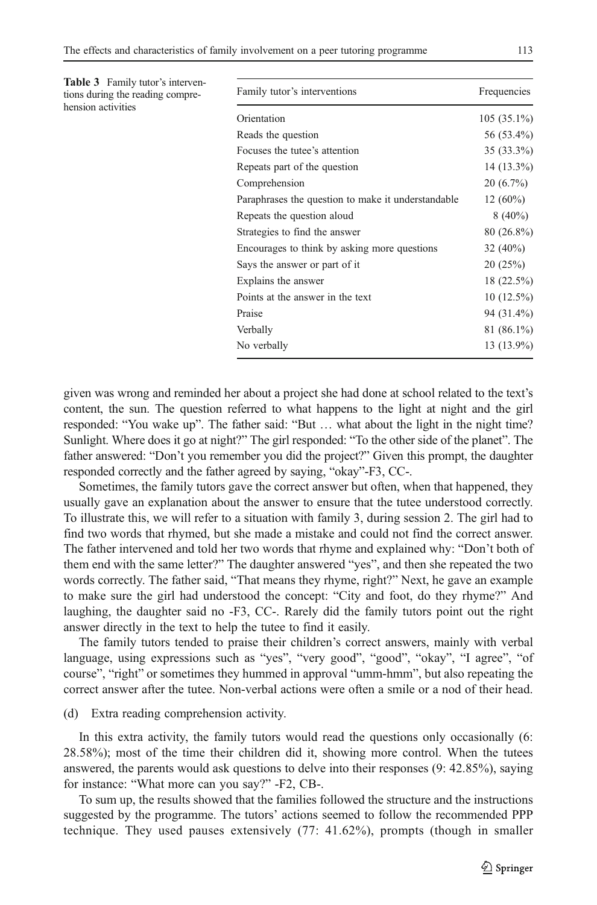**Table 3** Family tutor's interventions during the reading comprehension activities

| Family tutor's interventions | Frequencies |
|---|---|
| Orientation | 105 (35.1%) |
| Reads the question | 56 (53.4%) |
| Focuses the tutee's attention | 35 (33.3%) |
| Repeats part of the question | 14 (13.3%) |
| Comprehension | 20 (6.7%) |
| Paraphrases the question to make it understandable | 12 (60%) |
| Repeats the question aloud | 8 (40%) |
| Strategies to find the answer | 80 (26.8%) |
| Encourages to think by asking more questions | 32 (40%) |
| Says the answer or part of it | 20 (25%) |
| Explains the answer | 18 (22.5%) |
| Points at the answer in the text | 10 (12.5%) |
| Praise | 94 (31.4%) |
| Verbally | 81 (86.1%) |
| No verbally | 13 (13.9%) |

given was wrong and reminded her about a project she had done at school related to the text's content, the sun. The question referred to what happens to the light at night and the girl responded: "You wake up". The father said: "But … what about the light in the night time? Sunlight. Where does it go at night?" The girl responded: "To the other side of the planet". The father answered: "Don't you remember you did the project?" Given this prompt, the daughter responded correctly and the father agreed by saying, "okay"-F3, CC-.

Sometimes, the family tutors gave the correct answer but often, when that happened, they usually gave an explanation about the answer to ensure that the tutee understood correctly. To illustrate this, we will refer to a situation with family 3, during session 2. The girl had to find two words that rhymed, but she made a mistake and could not find the correct answer. The father intervened and told her two words that rhyme and explained why: "Don't both of them end with the same letter?" The daughter answered "yes", and then she repeated the two words correctly. The father said, "That means they rhyme, right?" Next, he gave an example to make sure the girl had understood the concept: "City and foot, do they rhyme?" And laughing, the daughter said no -F3, CC-. Rarely did the family tutors point out the right answer directly in the text to help the tutee to find it easily.

The family tutors tended to praise their children's correct answers, mainly with verbal language, using expressions such as "yes", "very good", "good", "okay", "I agree", "of course", "right" or sometimes they hummed in approval "umm-hmm", but also repeating the correct answer after the tutee. Non-verbal actions were often a smile or a nod of their head.

(d) Extra reading comprehension activity.

In this extra activity, the family tutors would read the questions only occasionally (6: 28.58%); most of the time their children did it, showing more control. When the tutees answered, the parents would ask questions to delve into their responses (9: 42.85%), saying for instance: "What more can you say?" -F2, CB-.

To sum up, the results showed that the families followed the structure and the instructions suggested by the programme. The tutors' actions seemed to follow the recommended PPP technique. They used pauses extensively (77: 41.62%), prompts (though in smaller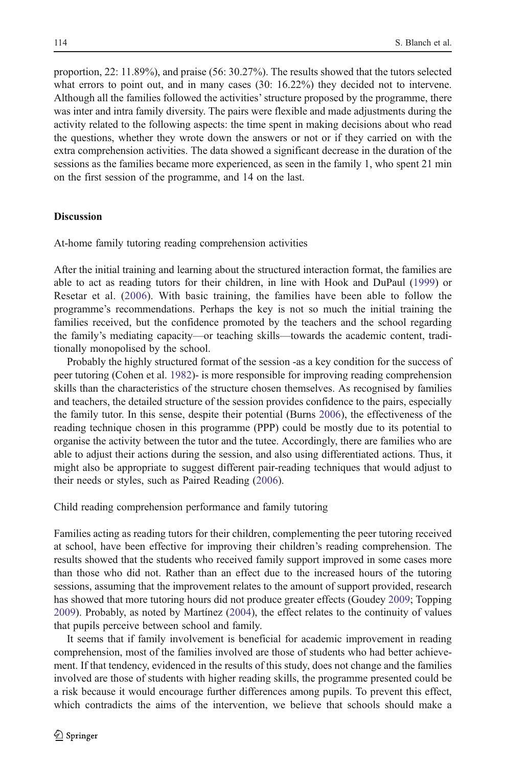proportion, 22: 11.89%), and praise (56: 30.27%). The results showed that the tutors selected what errors to point out, and in many cases (30: 16.22%) they decided not to intervene. Although all the families followed the activities' structure proposed by the programme, there was inter and intra family diversity. The pairs were flexible and made adjustments during the activity related to the following aspects: the time spent in making decisions about who read the questions, whether they wrote down the answers or not or if they carried on with the extra comprehension activities. The data showed a significant decrease in the duration of the sessions as the families became more experienced, as seen in the family 1, who spent 21 min on the first session of the programme, and 14 on the last.

## Discussion

### At-home family tutoring reading comprehension activities

After the initial training and learning about the structured interaction format, the families are able to act as reading tutors for their children, in line with Hook and DuPaul (1999) or Resetar et al. (2006). With basic training, the families have been able to follow the programme's recommendations. Perhaps the key is not so much the initial training the families received, but the confidence promoted by the teachers and the school regarding the family's mediating capacity—or teaching skills—towards the academic content, traditionally monopolised by the school.

Probably the highly structured format of the session -as a key condition for the success of peer tutoring (Cohen et al. 1982)- is more responsible for improving reading comprehension skills than the characteristics of the structure chosen themselves. As recognised by families and teachers, the detailed structure of the session provides confidence to the pairs, especially the family tutor. In this sense, despite their potential (Burns 2006), the effectiveness of the reading technique chosen in this programme (PPP) could be mostly due to its potential to organise the activity between the tutor and the tutee. Accordingly, there are families who are able to adjust their actions during the session, and also using differentiated actions. Thus, it might also be appropriate to suggest different pair-reading techniques that would adjust to their needs or styles, such as Paired Reading (2006).

### Child reading comprehension performance and family tutoring

Families acting as reading tutors for their children, complementing the peer tutoring received at school, have been effective for improving their children's reading comprehension. The results showed that the students who received family support improved in some cases more than those who did not. Rather than an effect due to the increased hours of the tutoring sessions, assuming that the improvement relates to the amount of support provided, research has showed that more tutoring hours did not produce greater effects (Goudey 2009; Topping 2009). Probably, as noted by Martínez (2004), the effect relates to the continuity of values that pupils perceive between school and family.

It seems that if family involvement is beneficial for academic improvement in reading comprehension, most of the families involved are those of students who had better achievement. If that tendency, evidenced in the results of this study, does not change and the families involved are those of students with higher reading skills, the programme presented could be a risk because it would encourage further differences among pupils. To prevent this effect, which contradicts the aims of the intervention, we believe that schools should make a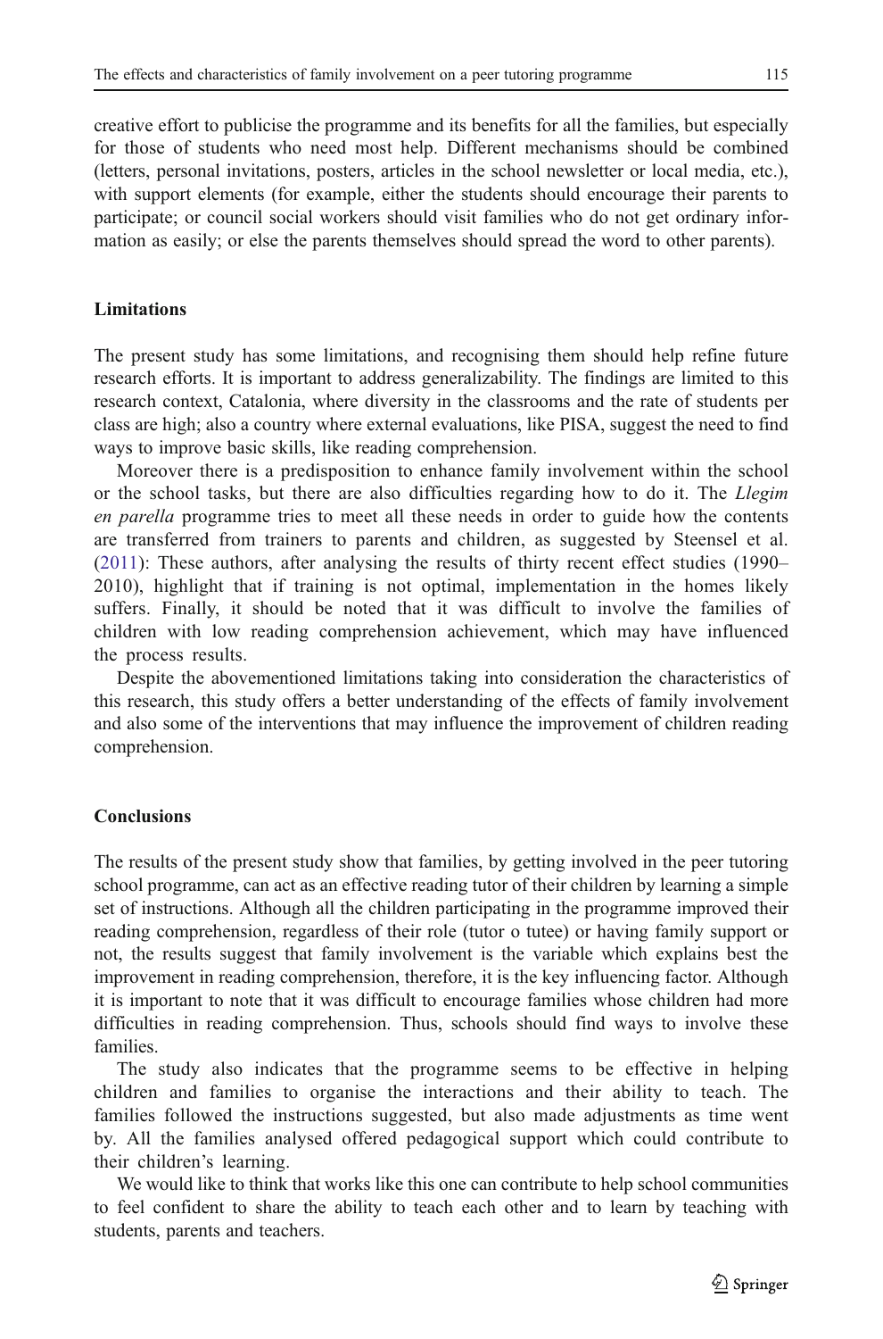creative effort to publicise the programme and its benefits for all the families, but especially for those of students who need most help. Different mechanisms should be combined (letters, personal invitations, posters, articles in the school newsletter or local media, etc.), with support elements (for example, either the students should encourage their parents to participate; or council social workers should visit families who do not get ordinary information as easily; or else the parents themselves should spread the word to other parents).

## Limitations

The present study has some limitations, and recognising them should help refine future research efforts. It is important to address generalizability. The findings are limited to this research context, Catalonia, where diversity in the classrooms and the rate of students per class are high; also a country where external evaluations, like PISA, suggest the need to find ways to improve basic skills, like reading comprehension.

Moreover there is a predisposition to enhance family involvement within the school or the school tasks, but there are also difficulties regarding how to do it. The *Llegim en parella* programme tries to meet all these needs in order to guide how the contents are transferred from trainers to parents and children, as suggested by Steensel et al. (2011): These authors, after analysing the results of thirty recent effect studies (1990–2010), highlight that if training is not optimal, implementation in the homes likely suffers. Finally, it should be noted that it was difficult to involve the families of children with low reading comprehension achievement, which may have influenced the process results.

Despite the abovementioned limitations taking into consideration the characteristics of this research, this study offers a better understanding of the effects of family involvement and also some of the interventions that may influence the improvement of children reading comprehension.

## Conclusions

The results of the present study show that families, by getting involved in the peer tutoring school programme, can act as an effective reading tutor of their children by learning a simple set of instructions. Although all the children participating in the programme improved their reading comprehension, regardless of their role (tutor o tutee) or having family support or not, the results suggest that family involvement is the variable which explains best the improvement in reading comprehension, therefore, it is the key influencing factor. Although it is important to note that it was difficult to encourage families whose children had more difficulties in reading comprehension. Thus, schools should find ways to involve these families.

The study also indicates that the programme seems to be effective in helping children and families to organise the interactions and their ability to teach. The families followed the instructions suggested, but also made adjustments as time went by. All the families analysed offered pedagogical support which could contribute to their children's learning.

We would like to think that works like this one can contribute to help school communities to feel confident to share the ability to teach each other and to learn by teaching with students, parents and teachers.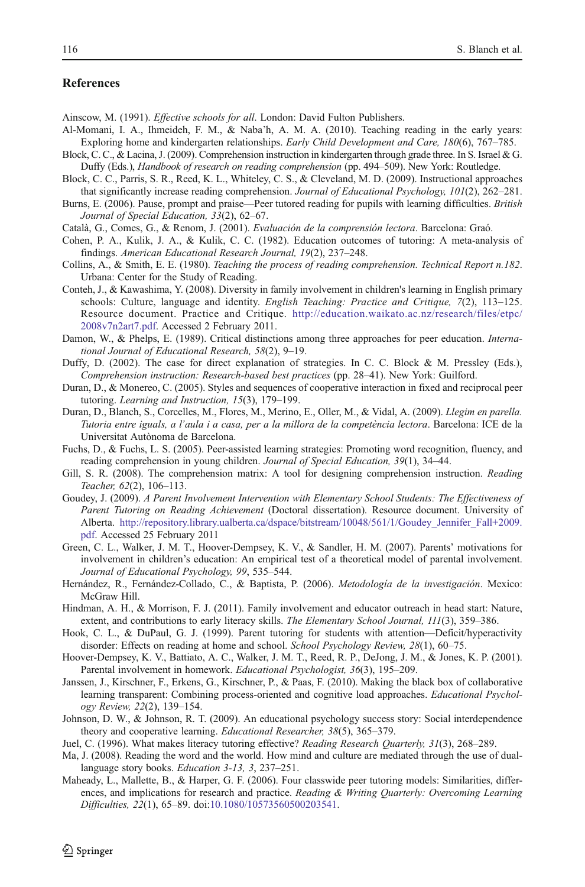## References

Ainscow, M. (1991). *Effective schools for all*. London: David Fulton Publishers.

Al-Momani, I. A., Ihmeideh, F. M., & Naba'h, A. M. A. (2010). Teaching reading in the early years: Exploring home and kindergarten relationships. *Early Child Development and Care, 180*(6), 767–785.

Block, C. C., & Lacina, J. (2009). Comprehension instruction in kindergarten through grade three. In S. Israel & G. Duffy (Eds.), *Handbook of research on reading comprehension* (pp. 494–509). New York: Routledge.

Block, C. C., Parris, S. R., Reed, K. L., Whiteley, C. S., & Cleveland, M. D. (2009). Instructional approaches that significantly increase reading comprehension. *Journal of Educational Psychology, 101*(2), 262–281.

Burns, E. (2006). Pause, prompt and praise—Peer tutored reading for pupils with learning difficulties. *British Journal of Special Education, 33*(2), 62–67.

Català, G., Comes, G., & Renom, J. (2001). *Evaluación de la comprensión lectora*. Barcelona: Graó.

Cohen, P. A., Kulik, J. A., & Kulik, C. C. (1982). Education outcomes of tutoring: A meta-analysis of findings. *American Educational Research Journal, 19*(2), 237–248.

Collins, A., & Smith, E. E. (1980). *Teaching the process of reading comprehension. Technical Report n.182*. Urbana: Center for the Study of Reading.

Conteh, J., & Kawashima, Y. (2008). Diversity in family involvement in children's learning in English primary schools: Culture, language and identity. *English Teaching: Practice and Critique, 7*(2), 113–125. Resource document. Practice and Critique. http://education.waikato.ac.nz/research/files/etpc/2008v7n2art7.pdf. Accessed 2 February 2011.

Damon, W., & Phelps, E. (1989). Critical distinctions among three approaches for peer education. *International Journal of Educational Research, 58*(2), 9–19.

Duffy, D. (2002). The case for direct explanation of strategies. In C. C. Block & M. Pressley (Eds.), *Comprehension instruction: Research-based best practices* (pp. 28–41). New York: Guilford.

Duran, D., & Monereo, C. (2005). Styles and sequences of cooperative interaction in fixed and reciprocal peer tutoring. *Learning and Instruction, 15*(3), 179–199.

Duran, D., Blanch, S., Corcelles, M., Flores, M., Merino, E., Oller, M., & Vidal, A. (2009). *Llegim en parella. Tutoria entre iguals, a l'aula i a casa, per a la millora de la competència lectora*. Barcelona: ICE de la Universitat Autònoma de Barcelona.

Fuchs, D., & Fuchs, L. S. (2005). Peer-assisted learning strategies: Promoting word recognition, fluency, and reading comprehension in young children. *Journal of Special Education, 39*(1), 34–44.

Gill, S. R. (2008). The comprehension matrix: A tool for designing comprehension instruction. *Reading Teacher, 62*(2), 106–113.

Goudey, J. (2009). *A Parent Involvement Intervention with Elementary School Students: The Effectiveness of Parent Tutoring on Reading Achievement* (Doctoral dissertation). Resource document. University of Alberta. http://repository.library.ualberta.ca/dspace/bitstream/10048/561/1/Goudey_Jennifer_Fall+2009.pdf. Accessed 25 February 2011

Green, C. L., Walker, J. M. T., Hoover-Dempsey, K. V., & Sandler, H. M. (2007). Parents' motivations for involvement in children's education: An empirical test of a theoretical model of parental involvement. *Journal of Educational Psychology, 99*, 535–544.

Hernández, R., Fernández-Collado, C., & Baptista, P. (2006). *Metodología de la investigación*. Mexico: McGraw Hill.

Hindman, A. H., & Morrison, F. J. (2011). Family involvement and educator outreach in head start: Nature, extent, and contributions to early literacy skills. *The Elementary School Journal, 111*(3), 359–386.

Hook, C. L., & DuPaul, G. J. (1999). Parent tutoring for students with attention—Deficit/hyperactivity disorder: Effects on reading at home and school. *School Psychology Review, 28*(1), 60–75.

Hoover-Dempsey, K. V., Battiato, A. C., Walker, J. M. T., Reed, R. P., DeJong, J. M., & Jones, K. P. (2001). Parental involvement in homework. *Educational Psychologist, 36*(3), 195–209.

Janssen, J., Kirschner, F., Erkens, G., Kirschner, P., & Paas, F. (2010). Making the black box of collaborative learning transparent: Combining process-oriented and cognitive load approaches. *Educational Psychology Review, 22*(2), 139–154.

Johnson, D. W., & Johnson, R. T. (2009). An educational psychology success story: Social interdependence theory and cooperative learning. *Educational Researcher, 38*(5), 365–379.

Juel, C. (1996). What makes literacy tutoring effective? *Reading Research Quarterly, 31*(3), 268–289.

Ma, J. (2008). Reading the word and the world. How mind and culture are mediated through the use of dual-language story books. *Education 3-13, 3*, 237–251.

Maheady, L., Mallette, B., & Harper, G. F. (2006). Four classwide peer tutoring models: Similarities, differences, and implications for research and practice. *Reading & Writing Quarterly: Overcoming Learning Difficulties, 22*(1), 65–89. doi:10.1080/10573560500203541.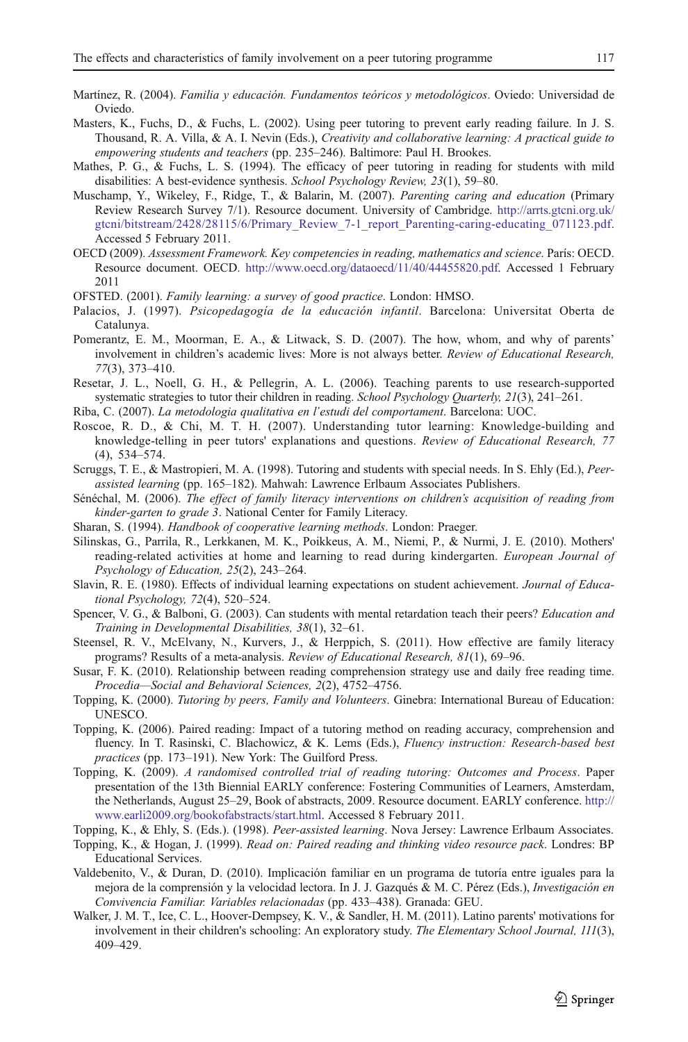Martínez, R. (2004). *Familia y educación. Fundamentos teóricos y metodológicos*. Oviedo: Universidad de Oviedo.

Masters, K., Fuchs, D., & Fuchs, L. (2002). Using peer tutoring to prevent early reading failure. In J. S. Thousand, R. A. Villa, & A. I. Nevin (Eds.), *Creativity and collaborative learning: A practical guide to empowering students and teachers* (pp. 235–246). Baltimore: Paul H. Brookes.

Mathes, P. G., & Fuchs, L. S. (1994). The efficacy of peer tutoring in reading for students with mild disabilities: A best-evidence synthesis. *School Psychology Review, 23*(1), 59–80.

Muschamp, Y., Wikeley, F., Ridge, T., & Balarin, M. (2007). *Parenting caring and education* (Primary Review Research Survey 7/1). Resource document. University of Cambridge. http://arrts.gtcni.org.uk/gtcni/bitstream/2428/28115/6/Primary_Review_7-1_report_Parenting-caring-educating_071123.pdf. Accessed 5 February 2011.

OECD (2009). *Assessment Framework. Key competencies in reading, mathematics and science*. París: OECD. Resource document. OECD. http://www.oecd.org/dataoecd/11/40/44455820.pdf. Accessed 1 February 2011

OFSTED. (2001). *Family learning: a survey of good practice*. London: HMSO.

Palacios, J. (1997). *Psicopedagogía de la educación infantil*. Barcelona: Universitat Oberta de Catalunya.

Pomerantz, E. M., Moorman, E. A., & Litwack, S. D. (2007). The how, whom, and why of parents' involvement in children's academic lives: More is not always better. *Review of Educational Research, 77*(3), 373–410.

Resetar, J. L., Noell, G. H., & Pellegrin, A. L. (2006). Teaching parents to use research-supported systematic strategies to tutor their children in reading. *School Psychology Quarterly, 21*(3), 241–261.

Riba, C. (2007). *La metodologia qualitativa en l'estudi del comportament*. Barcelona: UOC.

Roscoe, R. D., & Chi, M. T. H. (2007). Understanding tutor learning: Knowledge-building and knowledge-telling in peer tutors' explanations and questions. *Review of Educational Research, 77* (4), 534–574.

Scruggs, T. E., & Mastropieri, M. A. (1998). Tutoring and students with special needs. In S. Ehly (Ed.), *Peer-assisted learning* (pp. 165–182). Mahwah: Lawrence Erlbaum Associates Publishers.

Sénéchal, M. (2006). *The effect of family literacy interventions on children's acquisition of reading from kinder-garten to grade 3*. National Center for Family Literacy.

Sharan, S. (1994). *Handbook of cooperative learning methods*. London: Praeger.

Silinskas, G., Parrila, R., Lerkkanen, M. K., Poikkeus, A. M., Niemi, P., & Nurmi, J. E. (2010). Mothers' reading-related activities at home and learning to read during kindergarten. *European Journal of Psychology of Education, 25*(2), 243–264.

Slavin, R. E. (1980). Effects of individual learning expectations on student achievement. *Journal of Educational Psychology, 72*(4), 520–524.

Spencer, V. G., & Balboni, G. (2003). Can students with mental retardation teach their peers? *Education and Training in Developmental Disabilities, 38*(1), 32–61.

Steensel, R. V., McElvany, N., Kurvers, J., & Herppich, S. (2011). How effective are family literacy programs? Results of a meta-analysis. *Review of Educational Research, 81*(1), 69–96.

Susar, F. K. (2010). Relationship between reading comprehension strategy use and daily free reading time. *Procedia—Social and Behavioral Sciences, 2*(2), 4752–4756.

Topping, K. (2000). *Tutoring by peers, Family and Volunteers*. Ginebra: International Bureau of Education: UNESCO.

Topping, K. (2006). Paired reading: Impact of a tutoring method on reading accuracy, comprehension and fluency. In T. Rasinski, C. Blachowicz, & K. Lems (Eds.), *Fluency instruction: Research-based best practices* (pp. 173–191). New York: The Guilford Press.

Topping, K. (2009). *A randomised controlled trial of reading tutoring: Outcomes and Process*. Paper presentation of the 13th Biennial EARLY conference: Fostering Communities of Learners, Amsterdam, the Netherlands, August 25–29, Book of abstracts, 2009. Resource document. EARLY conference. http://www.earli2009.org/bookofabstracts/start.html. Accessed 8 February 2011.

Topping, K., & Ehly, S. (Eds.). (1998). *Peer-assisted learning*. Nova Jersey: Lawrence Erlbaum Associates.

Topping, K., & Hogan, J. (1999). *Read on: Paired reading and thinking video resource pack*. Londres: BP Educational Services.

Valdebenito, V., & Duran, D. (2010). Implicación familiar en un programa de tutoría entre iguales para la mejora de la comprensión y la velocidad lectora. In J. J. Gazqués & M. C. Pérez (Eds.), *Investigación en Convivencia Familiar. Variables relacionadas* (pp. 433–438). Granada: GEU.

Walker, J. M. T., Ice, C. L., Hoover-Dempsey, K. V., & Sandler, H. M. (2011). Latino parents' motivations for involvement in their children's schooling: An exploratory study. *The Elementary School Journal, 111*(3), 409–429.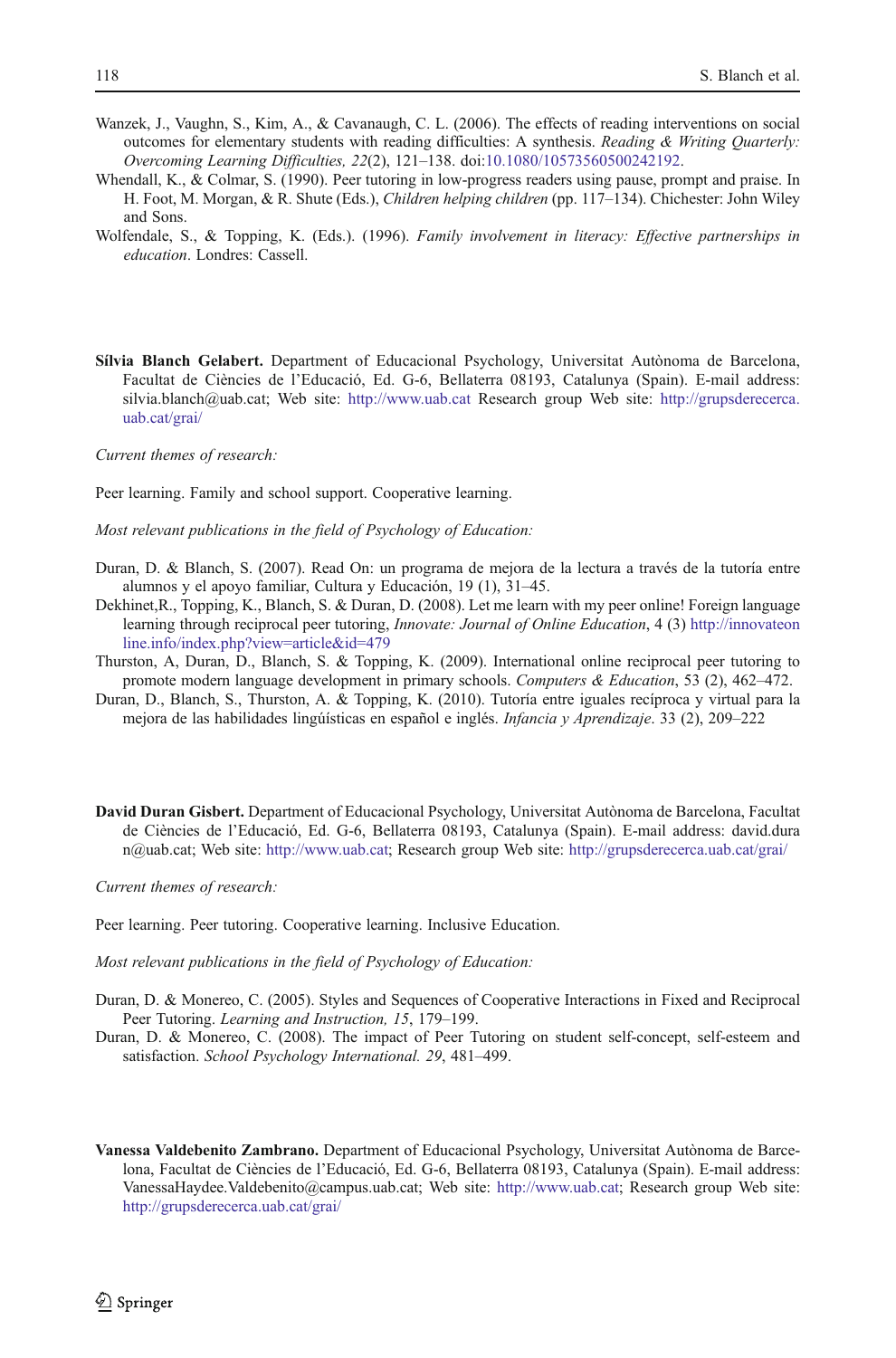Wanzek, J., Vaughn, S., Kim, A., & Cavanaugh, C. L. (2006). The effects of reading interventions on social outcomes for elementary students with reading difficulties: A synthesis. *Reading & Writing Quarterly: Overcoming Learning Difficulties, 22*(2), 121–138. doi:10.1080/10573560500242192.

Whendall, K., & Colmar, S. (1990). Peer tutoring in low-progress readers using pause, prompt and praise. In H. Foot, M. Morgan, & R. Shute (Eds.), *Children helping children* (pp. 117–134). Chichester: John Wiley and Sons.

Wolfendale, S., & Topping, K. (Eds.). (1996). *Family involvement in literacy: Effective partnerships in education*. Londres: Cassell.

**Sílvia Blanch Gelabert.** Department of Educacional Psychology, Universitat Autònoma de Barcelona, Facultat de Ciències de l'Educació, Ed. G-6, Bellaterra 08193, Catalunya (Spain). E-mail address: silvia.blanch@uab.cat; Web site: http://www.uab.cat Research group Web site: http://grupsderecerca.uab.cat/grai/

*Current themes of research:*

Peer learning. Family and school support. Cooperative learning.

*Most relevant publications in the field of Psychology of Education:*

Duran, D. & Blanch, S. (2007). Read On: un programa de mejora de la lectura a través de la tutoría entre alumnos y el apoyo familiar, Cultura y Educación, 19 (1), 31–45.

Dekhinet,R., Topping, K., Blanch, S. & Duran, D. (2008). Let me learn with my peer online! Foreign language learning through reciprocal peer tutoring, *Innovate: Journal of Online Education*, 4 (3) http://innovateonline.info/index.php?view=article&id=479

Thurston, A, Duran, D., Blanch, S. & Topping, K. (2009). International online reciprocal peer tutoring to promote modern language development in primary schools. *Computers & Education*, 53 (2), 462–472.

Duran, D., Blanch, S., Thurston, A. & Topping, K. (2010). Tutoría entre iguales recíproca y virtual para la mejora de las habilidades lingüísticas en español e inglés. *Infancia y Aprendizaje*. 33 (2), 209–222

**David Duran Gisbert.** Department of Educacional Psychology, Universitat Autònoma de Barcelona, Facultat de Ciències de l'Educació, Ed. G-6, Bellaterra 08193, Catalunya (Spain). E-mail address: david.duran@uab.cat; Web site: http://www.uab.cat; Research group Web site: http://grupsderecerca.uab.cat/grai/

*Current themes of research:*

Peer learning. Peer tutoring. Cooperative learning. Inclusive Education.

*Most relevant publications in the field of Psychology of Education:*

Duran, D. & Monereo, C. (2005). Styles and Sequences of Cooperative Interactions in Fixed and Reciprocal Peer Tutoring. *Learning and Instruction, 15*, 179–199.

Duran, D. & Monereo, C. (2008). The impact of Peer Tutoring on student self-concept, self-esteem and satisfaction. *School Psychology International. 29*, 481–499.

**Vanessa Valdebenito Zambrano.** Department of Educacional Psychology, Universitat Autònoma de Barcelona, Facultat de Ciències de l'Educació, Ed. G-6, Bellaterra 08193, Catalunya (Spain). E-mail address: VanessaHaydee.Valdebenito@campus.uab.cat; Web site: http://www.uab.cat; Research group Web site: http://grupsderecerca.uab.cat/grai/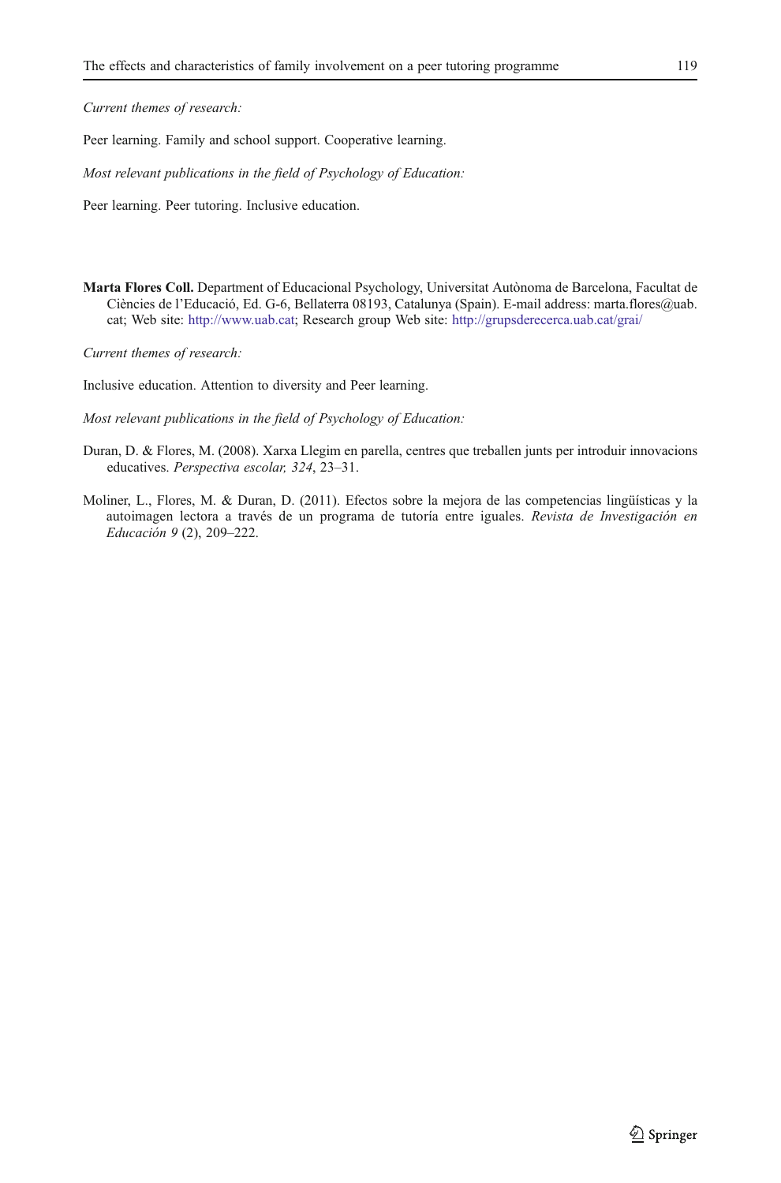*Current themes of research:*

Peer learning. Family and school support. Cooperative learning.

*Most relevant publications in the field of Psychology of Education:*

Peer learning. Peer tutoring. Inclusive education.

**Marta Flores Coll.** Department of Educacional Psychology, Universitat Autònoma de Barcelona, Facultat de Ciències de l'Educació, Ed. G-6, Bellaterra 08193, Catalunya (Spain). E-mail address: marta.flores@uab.cat; Web site: http://www.uab.cat; Research group Web site: http://grupsderecerca.uab.cat/grai/

*Current themes of research:*

Inclusive education. Attention to diversity and Peer learning.

*Most relevant publications in the field of Psychology of Education:*

Duran, D. & Flores, M. (2008). Xarxa Llegim en parella, centres que treballen junts per introduir innovacions educatives. *Perspectiva escolar, 324*, 23–31.

Moliner, L., Flores, M. & Duran, D. (2011). Efectos sobre la mejora de las competencias lingüísticas y la autoimagen lectora a través de un programa de tutoría entre iguales. *Revista de Investigación en Educación 9* (2), 209–222.